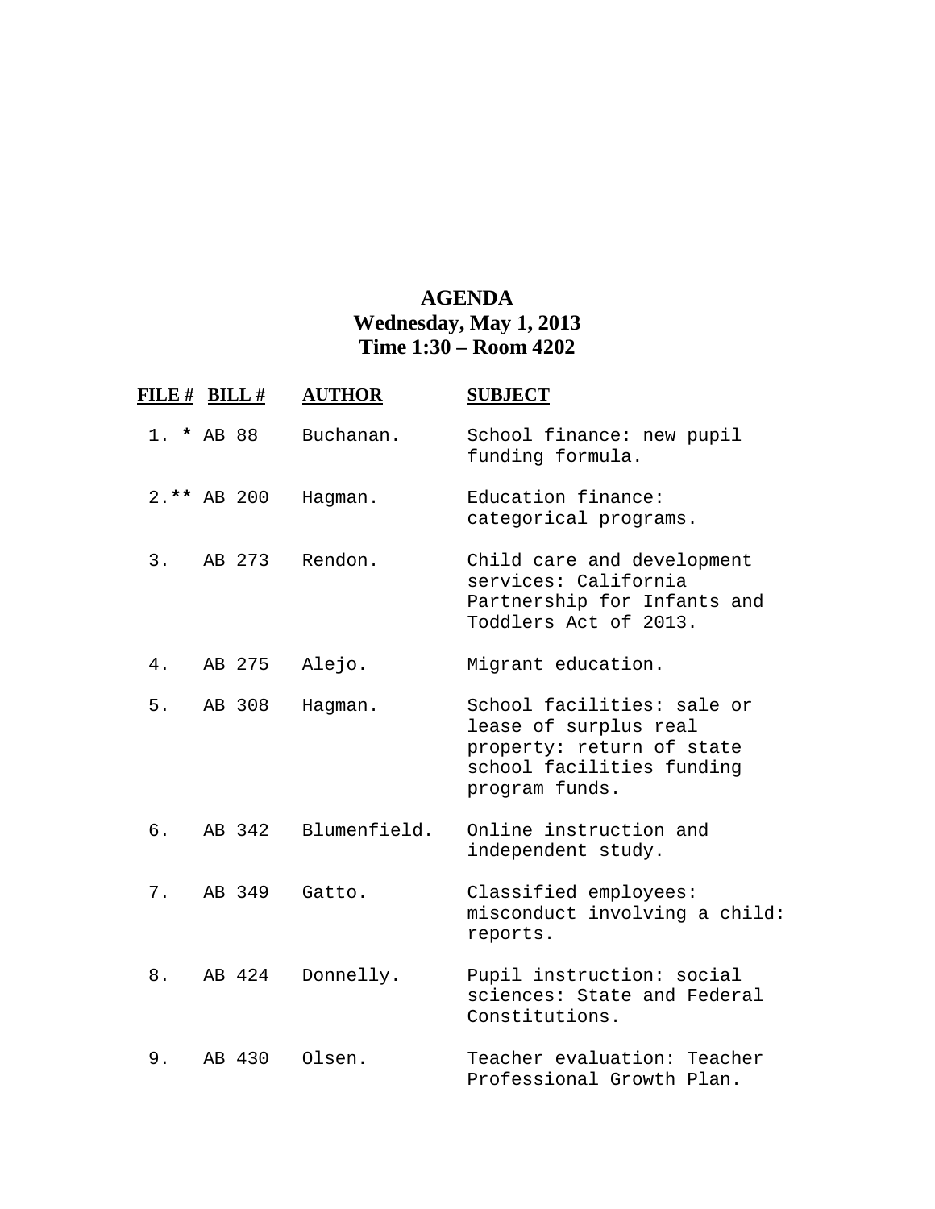# AGENDA
## Wednesday, May 1, 2013
## Time 1:30 – Room 4202

| FILE # | BILL # | AUTHOR | SUBJECT |
|---|---|---|---|
| 1. * | AB 88 | Buchanan. | School finance: new pupil funding formula. |
| 2.** | AB 200 | Hagman. | Education finance: categorical programs. |
| 3. | AB 273 | Rendon. | Child care and development services: California Partnership for Infants and Toddlers Act of 2013. |
| 4. | AB 275 | Alejo. | Migrant education. |
| 5. | AB 308 | Hagman. | School facilities: sale or lease of surplus real property: return of state school facilities funding program funds. |
| 6. | AB 342 | Blumenfield. | Online instruction and independent study. |
| 7. | AB 349 | Gatto. | Classified employees: misconduct involving a child: reports. |
| 8. | AB 424 | Donnelly. | Pupil instruction: social sciences: State and Federal Constitutions. |
| 9. | AB 430 | Olsen. | Teacher evaluation: Teacher Professional Growth Plan. |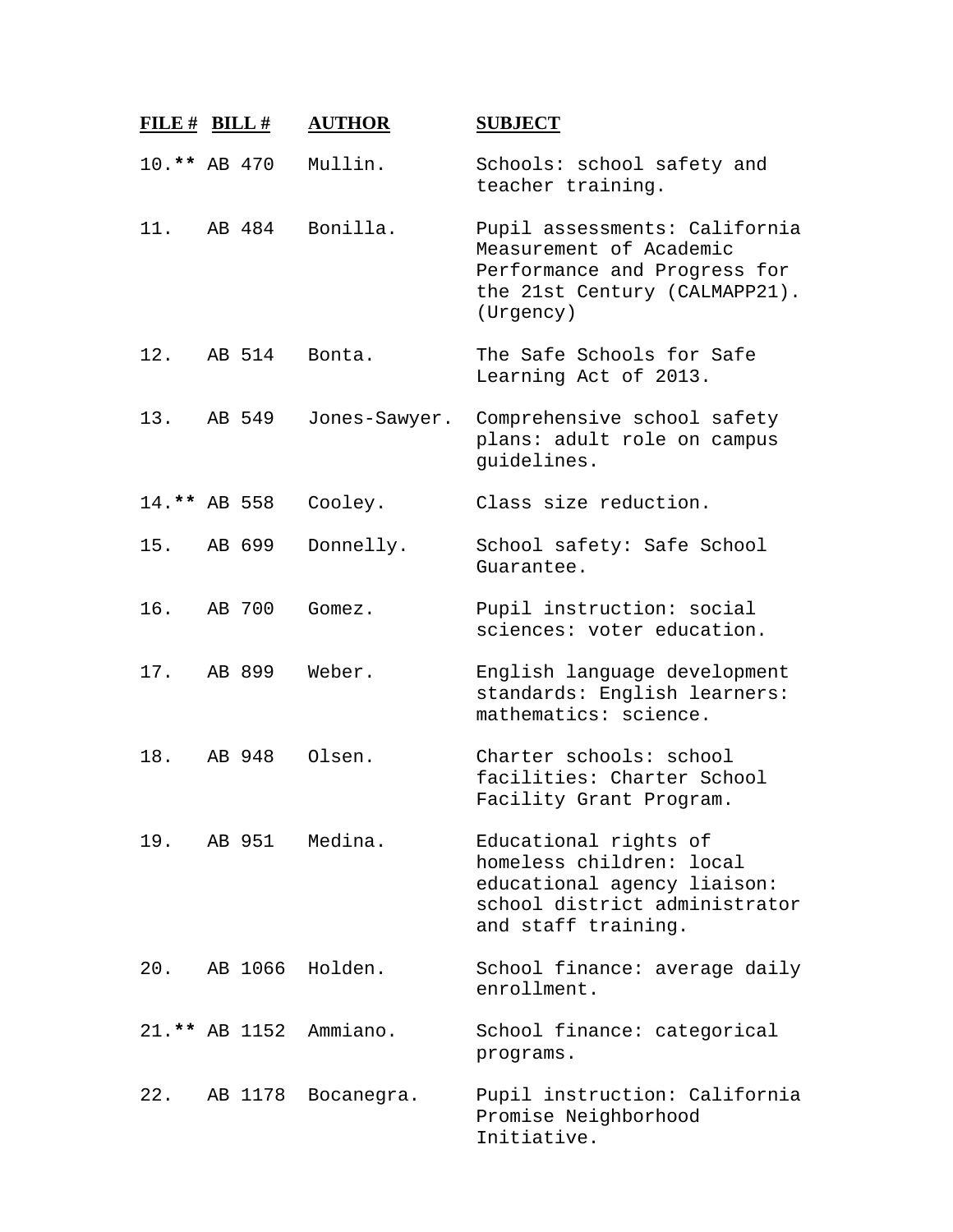| FILE # | BILL # | AUTHOR | SUBJECT |
|---|---|---|---|
| 10.** | AB 470 | Mullin. | Schools: school safety and teacher training. |
| 11. | AB 484 | Bonilla. | Pupil assessments: California Measurement of Academic Performance and Progress for the 21st Century (CALMAPP21). (Urgency) |
| 12. | AB 514 | Bonta. | The Safe Schools for Safe Learning Act of 2013. |
| 13. | AB 549 | Jones-Sawyer. | Comprehensive school safety plans: adult role on campus guidelines. |
| 14.** | AB 558 | Cooley. | Class size reduction. |
| 15. | AB 699 | Donnelly. | School safety: Safe School Guarantee. |
| 16. | AB 700 | Gomez. | Pupil instruction: social sciences: voter education. |
| 17. | AB 899 | Weber. | English language development standards: English learners: mathematics: science. |
| 18. | AB 948 | Olsen. | Charter schools: school facilities: Charter School Facility Grant Program. |
| 19. | AB 951 | Medina. | Educational rights of homeless children: local educational agency liaison: school district administrator and staff training. |
| 20. | AB 1066 | Holden. | School finance: average daily enrollment. |
| 21.** | AB 1152 | Ammiano. | School finance: categorical programs. |
| 22. | AB 1178 | Bocanegra. | Pupil instruction: California Promise Neighborhood Initiative. |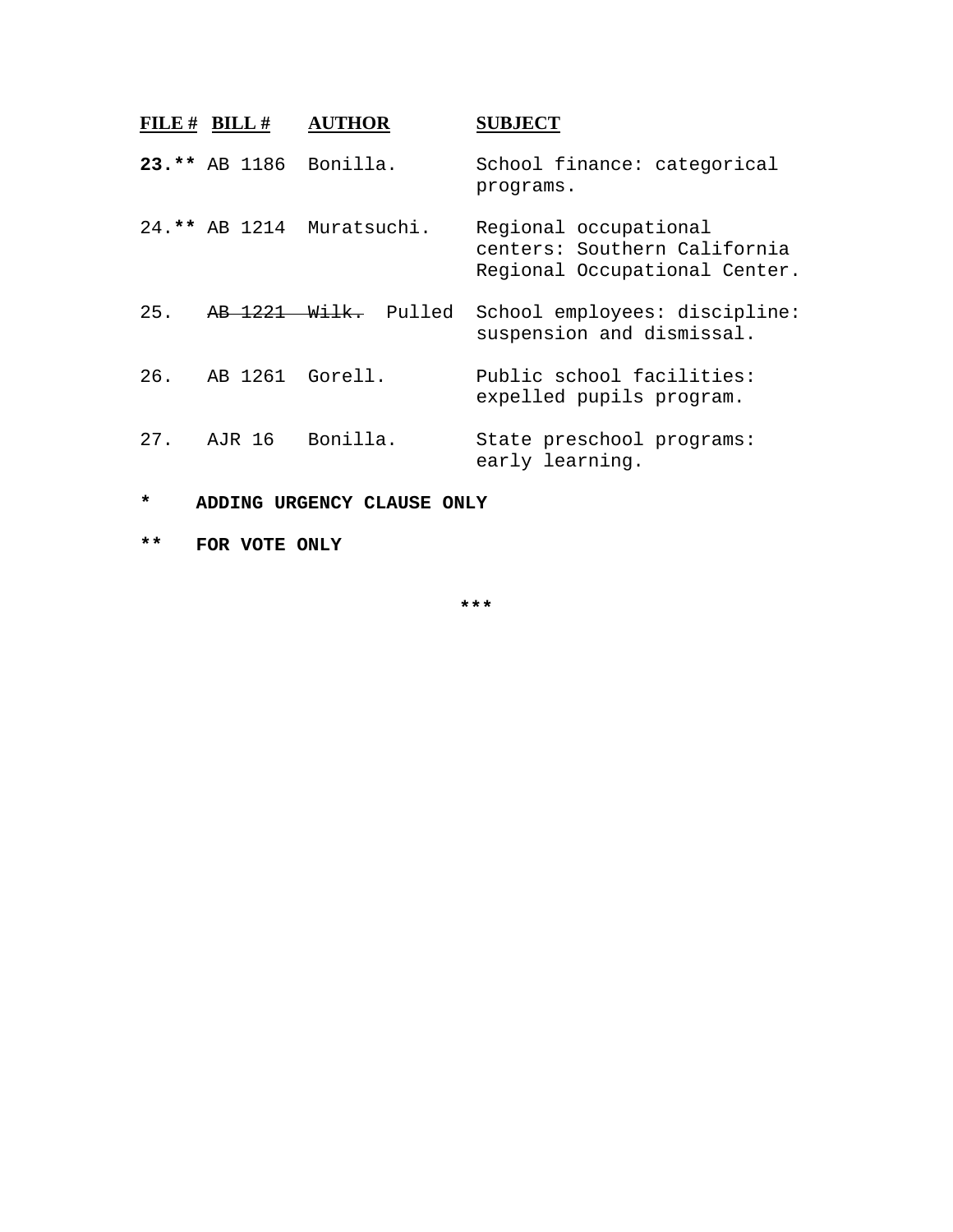| FILE # | BILL # | AUTHOR | SUBJECT |
|---|---|---|---|
| **23.\*\*** | AB 1186 | Bonilla. | School finance: categorical programs. |
| 24.**\*\*** | AB 1214 | Muratsuchi. | Regional occupational centers: Southern California Regional Occupational Center. |
| 25. | ~~AB 1221~~ | ~~Wilk.~~ Pulled | School employees: discipline: suspension and dismissal. |
| 26. | AB 1261 | Gorell. | Public school facilities: expelled pupils program. |
| 27. | AJR 16 | Bonilla. | State preschool programs: early learning. |

**\* ADDING URGENCY CLAUSE ONLY**

**\*\* FOR VOTE ONLY**

**\*\*\***